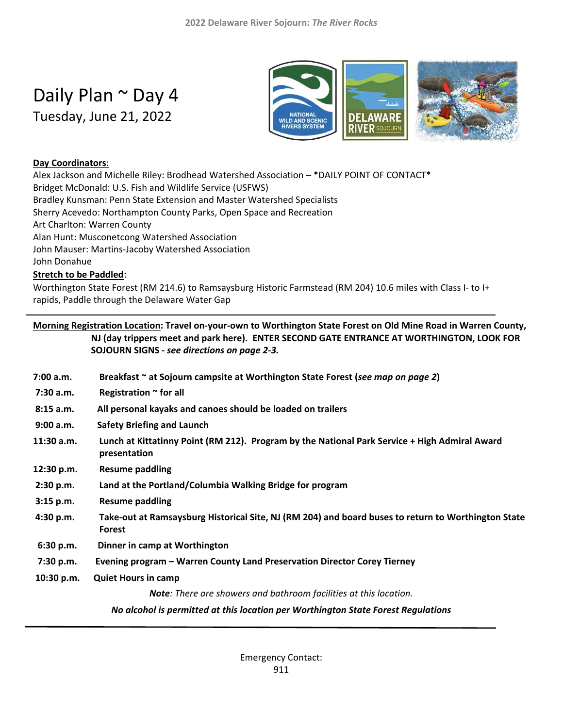# Daily Plan ~ Day 4

Tuesday, June 21, 2022

**Day Coordinators**:

Alex Jackson and Michelle Riley: Brodhead Watershed Association – *DAILY POINT OF CONTACT*
Bridget McDonald: U.S. Fish and Wildlife Service (USFWS)
Bradley Kunsman: Penn State Extension and Master Watershed Specialists
Sherry Acevedo: Northampton County Parks, Open Space and Recreation
Art Charlton: Warren County
Alan Hunt: Musconetcong Watershed Association
John Mauser: Martins-Jacoby Watershed Association
John Donahue

**Stretch to be Paddled**:

Worthington State Forest (RM 214.6) to Ramsaysburg Historic Farmstead (RM 204) 10.6 miles with Class I- to I+ rapids, Paddle through the Delaware Water Gap

---

**Morning Registration Location: Travel on-your-own to Worthington State Forest on Old Mine Road in Warren County, NJ (day trippers meet and park here). ENTER SECOND GATE ENTRANCE AT WORTHINGTON, LOOK FOR SOJOURN SIGNS - *see directions on page 2-3.***

| | |
|---|---|
| **7:00 a.m.** | **Breakfast ~ at Sojourn campsite at Worthington State Forest (*see map on page 2*)** |
| **7:30 a.m.** | **Registration ~ for all** |
| **8:15 a.m.** | **All personal kayaks and canoes should be loaded on trailers** |
| **9:00 a.m.** | **Safety Briefing and Launch** |
| **11:30 a.m.** | **Lunch at Kittatinny Point (RM 212). Program by the National Park Service + High Admiral Award presentation** |
| **12:30 p.m.** | **Resume paddling** |
| **2:30 p.m.** | **Land at the Portland/Columbia Walking Bridge for program** |
| **3:15 p.m.** | **Resume paddling** |
| **4:30 p.m.** | **Take-out at Ramsaysburg Historical Site, NJ (RM 204) and board buses to return to Worthington State Forest** |
| **6:30 p.m.** | **Dinner in camp at Worthington** |
| **7:30 p.m.** | **Evening program – Warren County Land Preservation Director Corey Tierney** |
| **10:30 p.m.** | **Quiet Hours in camp** |

***Note**: There are showers and bathroom facilities at this location.*

***No alcohol is permitted at this location per Worthington State Forest Regulations***

---

Emergency Contact:
911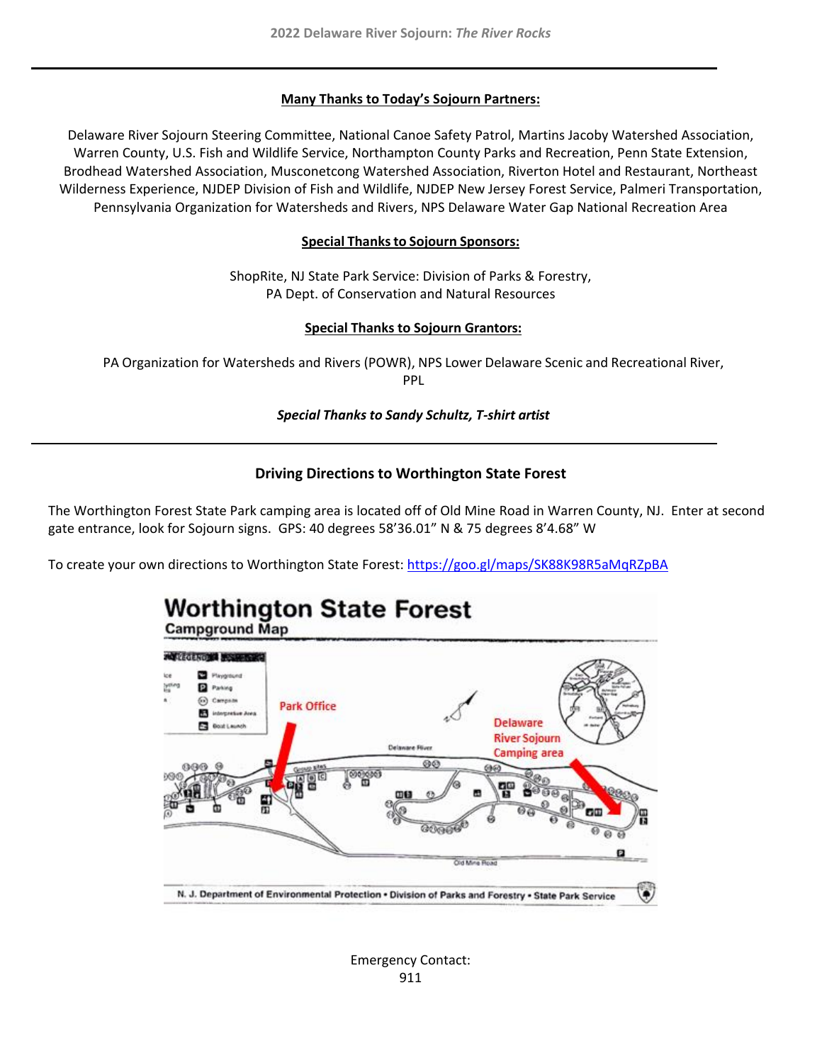**Many Thanks to Today's Sojourn Partners:**

Delaware River Sojourn Steering Committee, National Canoe Safety Patrol, Martins Jacoby Watershed Association, Warren County, U.S. Fish and Wildlife Service, Northampton County Parks and Recreation, Penn State Extension, Brodhead Watershed Association, Musconetcong Watershed Association, Riverton Hotel and Restaurant, Northeast Wilderness Experience, NJDEP Division of Fish and Wildlife, NJDEP New Jersey Forest Service, Palmeri Transportation, Pennsylvania Organization for Watersheds and Rivers, NPS Delaware Water Gap National Recreation Area

**Special Thanks to Sojourn Sponsors:**

ShopRite, NJ State Park Service: Division of Parks & Forestry,
PA Dept. of Conservation and Natural Resources

**Special Thanks to Sojourn Grantors:**

PA Organization for Watersheds and Rivers (POWR), NPS Lower Delaware Scenic and Recreational River, PPL

***Special Thanks to Sandy Schultz, T-shirt artist***

## Driving Directions to Worthington State Forest

The Worthington Forest State Park camping area is located off of Old Mine Road in Warren County, NJ. Enter at second gate entrance, look for Sojourn signs. GPS: 40 degrees 58'36.01" N & 75 degrees 8'4.68" W

To create your own directions to Worthington State Forest: https://goo.gl/maps/SK88K98R5aMqRZpBA

**Worthington State Forest**
Campground Map

Park Office

Delaware River Sojourn Camping area

N. J. Department of Environmental Protection • Division of Parks and Forestry • State Park Service

Emergency Contact:
911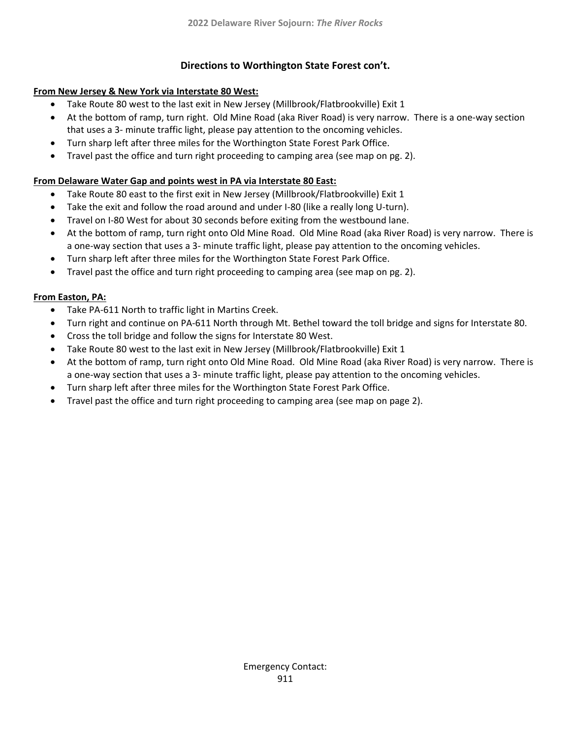## Directions to Worthington State Forest con't.

**From New Jersey & New York via Interstate 80 West:**

- Take Route 80 west to the last exit in New Jersey (Millbrook/Flatbrookville) Exit 1
- At the bottom of ramp, turn right. Old Mine Road (aka River Road) is very narrow. There is a one-way section that uses a 3- minute traffic light, please pay attention to the oncoming vehicles.
- Turn sharp left after three miles for the Worthington State Forest Park Office.
- Travel past the office and turn right proceeding to camping area (see map on pg. 2).

**From Delaware Water Gap and points west in PA via Interstate 80 East:**

- Take Route 80 east to the first exit in New Jersey (Millbrook/Flatbrookville) Exit 1
- Take the exit and follow the road around and under I-80 (like a really long U-turn).
- Travel on I-80 West for about 30 seconds before exiting from the westbound lane.
- At the bottom of ramp, turn right onto Old Mine Road. Old Mine Road (aka River Road) is very narrow. There is a one-way section that uses a 3- minute traffic light, please pay attention to the oncoming vehicles.
- Turn sharp left after three miles for the Worthington State Forest Park Office.
- Travel past the office and turn right proceeding to camping area (see map on pg. 2).

**From Easton, PA:**

- Take PA-611 North to traffic light in Martins Creek.
- Turn right and continue on PA-611 North through Mt. Bethel toward the toll bridge and signs for Interstate 80.
- Cross the toll bridge and follow the signs for Interstate 80 West.
- Take Route 80 west to the last exit in New Jersey (Millbrook/Flatbrookville) Exit 1
- At the bottom of ramp, turn right onto Old Mine Road. Old Mine Road (aka River Road) is very narrow. There is a one-way section that uses a 3- minute traffic light, please pay attention to the oncoming vehicles.
- Turn sharp left after three miles for the Worthington State Forest Park Office.
- Travel past the office and turn right proceeding to camping area (see map on page 2).

Emergency Contact:
911